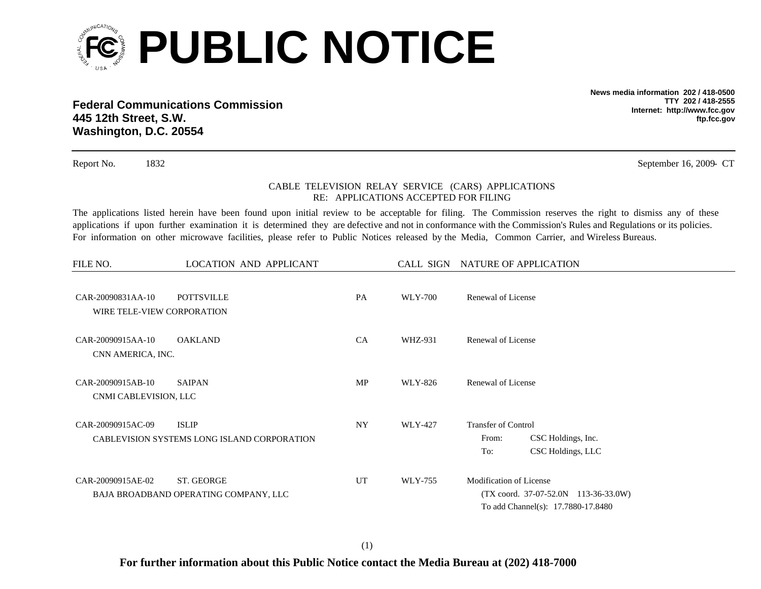# PUBLIC NOTICE

**Federal Communications Commission**
**445 12th Street, S.W.**
**Washington, D.C. 20554**

**News media information 202 / 418-0500**
**TTY 202 / 418-2555**
**Internet: http://www.fcc.gov**
**ftp.fcc.gov**

Report No. 1832 September 16, 2009- CT

CABLE TELEVISION RELAY SERVICE (CARS) APPLICATIONS
RE: APPLICATIONS ACCEPTED FOR FILING

The applications listed herein have been found upon initial review to be acceptable for filing. The Commission reserves the right to dismiss any of these applications if upon further examination it is determined they are defective and not in conformance with the Commission's Rules and Regulations or its policies. For information on other microwave facilities, please refer to Public Notices released by the Media, Common Carrier, and Wireless Bureaus.

| FILE NO. | LOCATION AND APPLICANT | | CALL SIGN | NATURE OF APPLICATION |
|---|---|---|---|---|
| CAR-20090831AA-10 | POTTSVILLE<br>WIRE TELE-VIEW CORPORATION | PA | WLY-700 | Renewal of License |
| CAR-20090915AA-10 | OAKLAND<br>CNN AMERICA, INC. | CA | WHZ-931 | Renewal of License |
| CAR-20090915AB-10 | SAIPAN<br>CNMI CABLEVISION, LLC | MP | WLY-826 | Renewal of License |
| CAR-20090915AC-09 | ISLIP<br>CABLEVISION SYSTEMS LONG ISLAND CORPORATION | NY | WLY-427 | Transfer of Control<br>From: CSC Holdings, Inc.<br>To: CSC Holdings, LLC |
| CAR-20090915AE-02 | ST. GEORGE<br>BAJA BROADBAND OPERATING COMPANY, LLC | UT | WLY-755 | Modification of License<br>(TX coord. 37-07-52.0N 113-36-33.0W)<br>To add Channel(s): 17.7880-17.8480 |

**For further information about this Public Notice contact the Media Bureau at (202) 418-7000**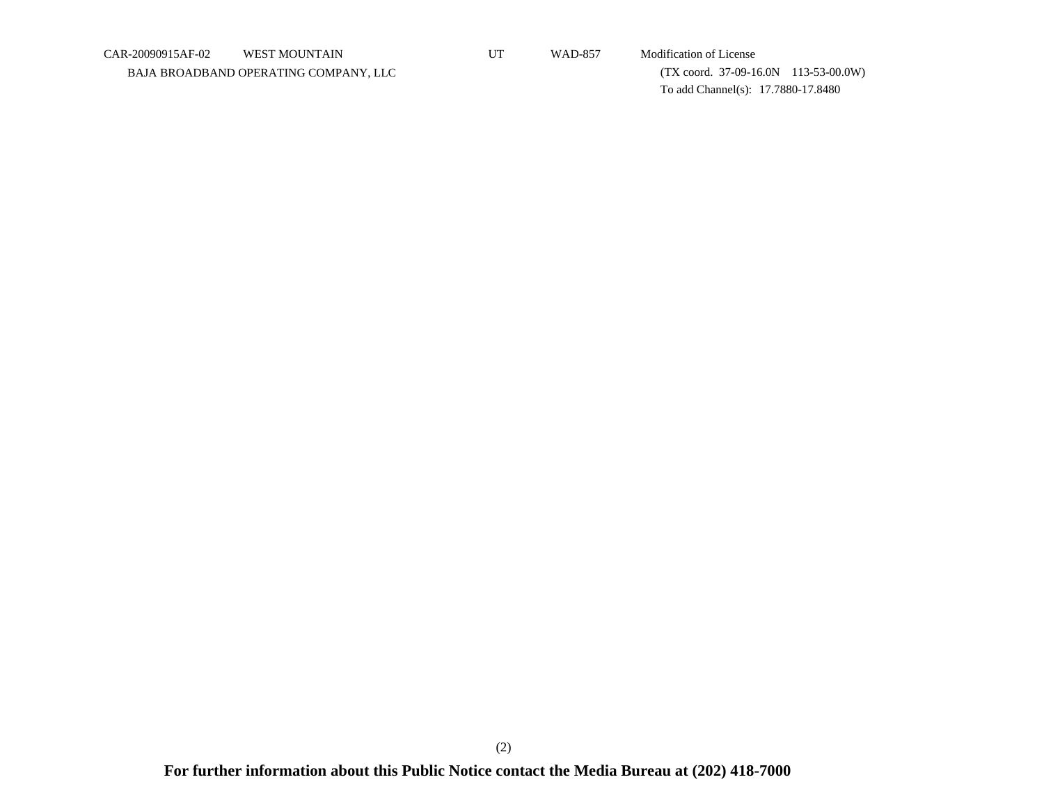| | | | | |
|---|---|---|---|---|
| CAR-20090915AF-02 | WEST MOUNTAIN | UT | WAD-857 | Modification of License |
| BAJA BROADBAND OPERATING COMPANY, LLC | | | | (TX coord. 37-09-16.0N 113-53-00.0W) |
| | | | | To add Channel(s): 17.7880-17.8480 |

**For further information about this Public Notice contact the Media Bureau at (202) 418-7000**